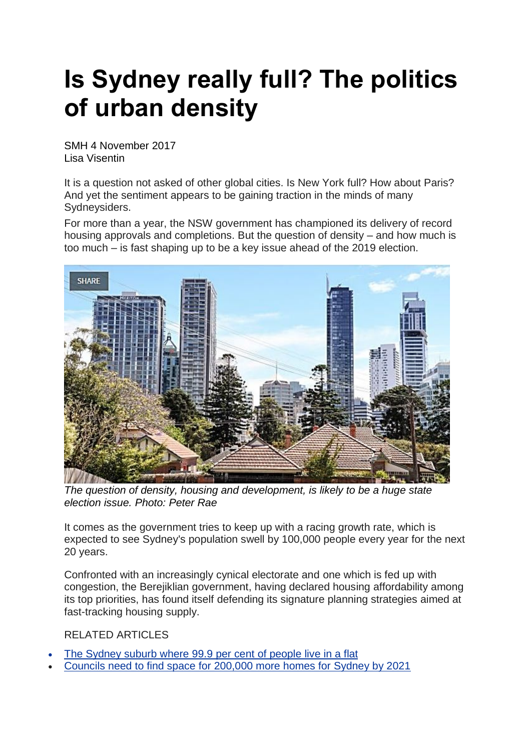# Is Sydney really full? The politics of urban density

SMH 4 November 2017
Lisa Visentin

It is a question not asked of other global cities. Is New York full? How about Paris? And yet the sentiment appears to be gaining traction in the minds of many Sydneysiders.

For more than a year, the NSW government has championed its delivery of record housing approvals and completions. But the question of density – and how much is too much – is fast shaping up to be a key issue ahead of the 2019 election.

*The question of density, housing and development, is likely to be a huge state election issue. Photo: Peter Rae*

It comes as the government tries to keep up with a racing growth rate, which is expected to see Sydney's population swell by 100,000 people every year for the next 20 years.

Confronted with an increasingly cynical electorate and one which is fed up with congestion, the Berejiklian government, having declared housing affordability among its top priorities, has found itself defending its signature planning strategies aimed at fast-tracking housing supply.

RELATED ARTICLES

- The Sydney suburb where 99.9 per cent of people live in a flat
- Councils need to find space for 200,000 more homes for Sydney by 2021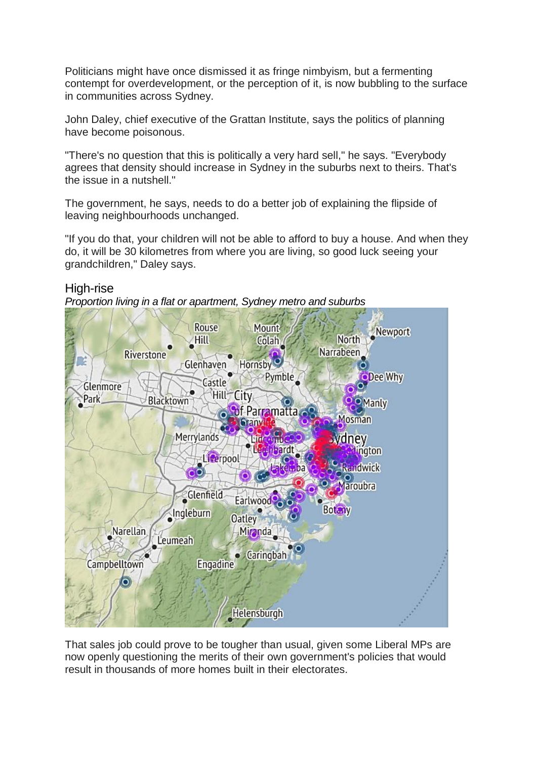Politicians might have once dismissed it as fringe nimbyism, but a fermenting contempt for overdevelopment, or the perception of it, is now bubbling to the surface in communities across Sydney.

John Daley, chief executive of the Grattan Institute, says the politics of planning have become poisonous.

"There's no question that this is politically a very hard sell," he says. "Everybody agrees that density should increase in Sydney in the suburbs next to theirs. That's the issue in a nutshell."

The government, he says, needs to do a better job of explaining the flipside of leaving neighbourhoods unchanged.

"If you do that, your children will not be able to afford to buy a house. And when they do, it will be 30 kilometres from where you are living, so good luck seeing your grandchildren," Daley says.

## High-rise

*Proportion living in a flat or apartment, Sydney metro and suburbs*

That sales job could prove to be tougher than usual, given some Liberal MPs are now openly questioning the merits of their own government's policies that would result in thousands of more homes built in their electorates.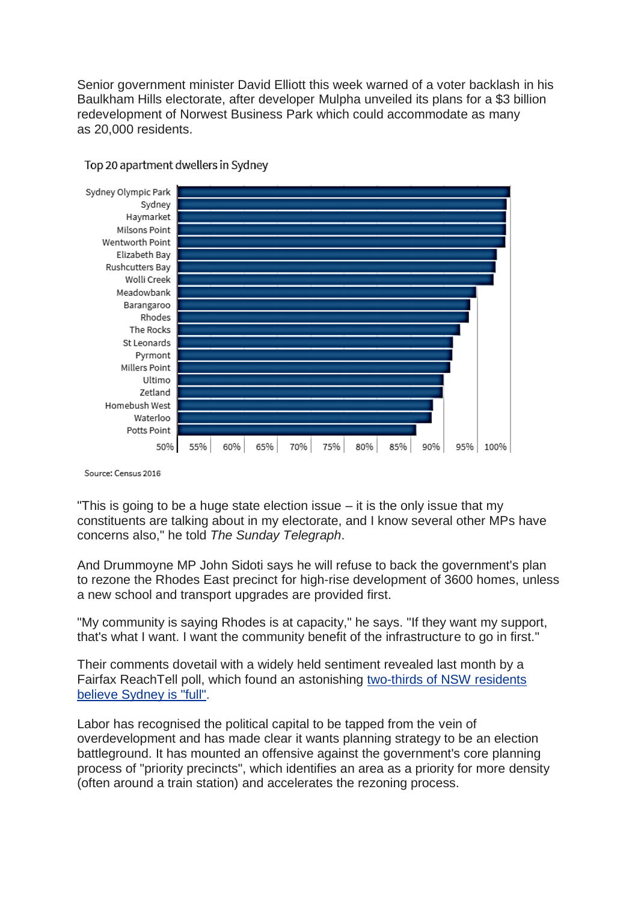Senior government minister David Elliott this week warned of a voter backlash in his Baulkham Hills electorate, after developer Mulpha unveiled its plans for a $3 billion redevelopment of Norwest Business Park which could accommodate as many as 20,000 residents.

Top 20 apartment dwellers in Sydney

Sydney Olympic Park, Sydney, Haymarket, Milsons Point, Wentworth Point, Elizabeth Bay, Rushcutters Bay, Wolli Creek, Meadowbank, Barangaroo, Rhodes, The Rocks, St Leonards, Pyrmont, Millers Point, Ultimo, Zetland, Homebush West, Waterloo, Potts Point

Source: Census 2016

"This is going to be a huge state election issue – it is the only issue that my constituents are talking about in my electorate, and I know several other MPs have concerns also," he told *The Sunday Telegraph*.

And Drummoyne MP John Sidoti says he will refuse to back the government's plan to rezone the Rhodes East precinct for high-rise development of 3600 homes, unless a new school and transport upgrades are provided first.

"My community is saying Rhodes is at capacity," he says. "If they want my support, that's what I want. I want the community benefit of the infrastructure to go in first."

Their comments dovetail with a widely held sentiment revealed last month by a Fairfax ReachTell poll, which found an astonishing two-thirds of NSW residents believe Sydney is "full".

Labor has recognised the political capital to be tapped from the vein of overdevelopment and has made clear it wants planning strategy to be an election battleground. It has mounted an offensive against the government's core planning process of "priority precincts", which identifies an area as a priority for more density (often around a train station) and accelerates the rezoning process.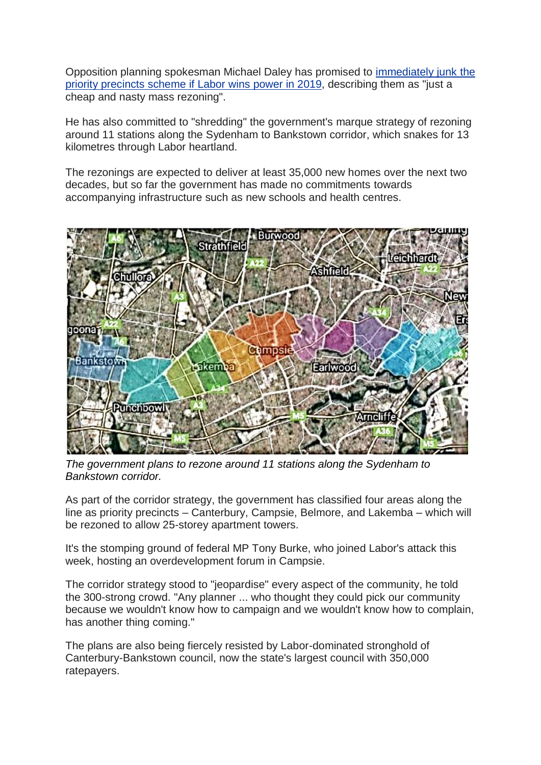Opposition planning spokesman Michael Daley has promised to [immediately junk the priority precincts scheme if Labor wins power in 2019](), describing them as "just a cheap and nasty mass rezoning".

He has also committed to "shredding" the government's marque strategy of rezoning around 11 stations along the Sydenham to Bankstown corridor, which snakes for 13 kilometres through Labor heartland.

The rezonings are expected to deliver at least 35,000 new homes over the next two decades, but so far the government has made no commitments towards accompanying infrastructure such as new schools and health centres.

*The government plans to rezone around 11 stations along the Sydenham to Bankstown corridor.*

As part of the corridor strategy, the government has classified four areas along the line as priority precincts – Canterbury, Campsie, Belmore, and Lakemba – which will be rezoned to allow 25-storey apartment towers.

It's the stomping ground of federal MP Tony Burke, who joined Labor's attack this week, hosting an overdevelopment forum in Campsie.

The corridor strategy stood to "jeopardise" every aspect of the community, he told the 300-strong crowd. "Any planner ... who thought they could pick our community because we wouldn't know how to campaign and we wouldn't know how to complain, has another thing coming."

The plans are also being fiercely resisted by Labor-dominated stronghold of Canterbury-Bankstown council, now the state's largest council with 350,000 ratepayers.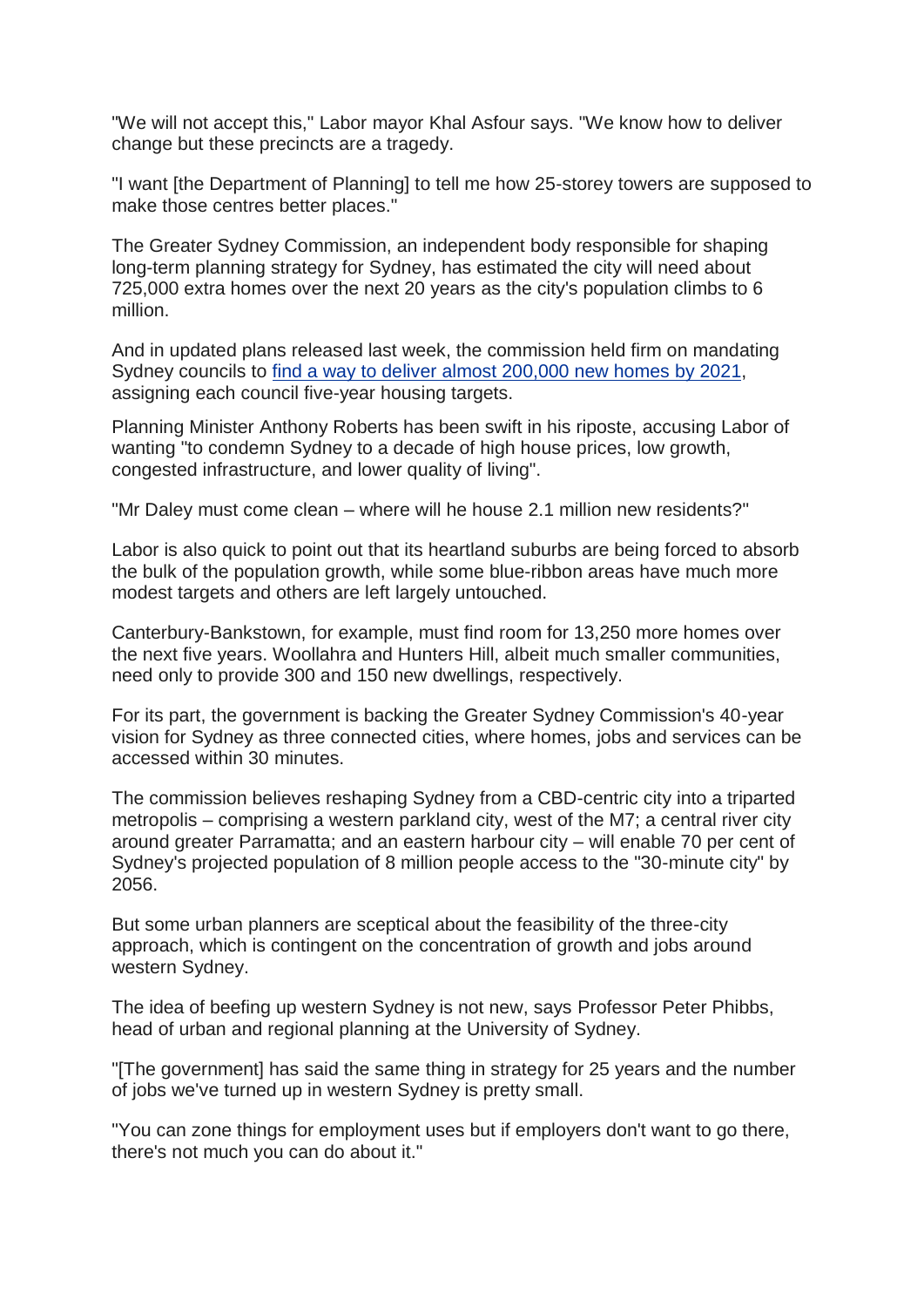"We will not accept this," Labor mayor Khal Asfour says. "We know how to deliver change but these precincts are a tragedy.

"I want [the Department of Planning] to tell me how 25-storey towers are supposed to make those centres better places."

The Greater Sydney Commission, an independent body responsible for shaping long-term planning strategy for Sydney, has estimated the city will need about 725,000 extra homes over the next 20 years as the city's population climbs to 6 million.

And in updated plans released last week, the commission held firm on mandating Sydney councils to [find a way to deliver almost 200,000 new homes by 2021](), assigning each council five-year housing targets.

Planning Minister Anthony Roberts has been swift in his riposte, accusing Labor of wanting "to condemn Sydney to a decade of high house prices, low growth, congested infrastructure, and lower quality of living".

"Mr Daley must come clean – where will he house 2.1 million new residents?"

Labor is also quick to point out that its heartland suburbs are being forced to absorb the bulk of the population growth, while some blue-ribbon areas have much more modest targets and others are left largely untouched.

Canterbury-Bankstown, for example, must find room for 13,250 more homes over the next five years. Woollahra and Hunters Hill, albeit much smaller communities, need only to provide 300 and 150 new dwellings, respectively.

For its part, the government is backing the Greater Sydney Commission's 40-year vision for Sydney as three connected cities, where homes, jobs and services can be accessed within 30 minutes.

The commission believes reshaping Sydney from a CBD-centric city into a triparted metropolis – comprising a western parkland city, west of the M7; a central river city around greater Parramatta; and an eastern harbour city – will enable 70 per cent of Sydney's projected population of 8 million people access to the "30-minute city" by 2056.

But some urban planners are sceptical about the feasibility of the three-city approach, which is contingent on the concentration of growth and jobs around western Sydney.

The idea of beefing up western Sydney is not new, says Professor Peter Phibbs, head of urban and regional planning at the University of Sydney.

"[The government] has said the same thing in strategy for 25 years and the number of jobs we've turned up in western Sydney is pretty small.

"You can zone things for employment uses but if employers don't want to go there, there's not much you can do about it."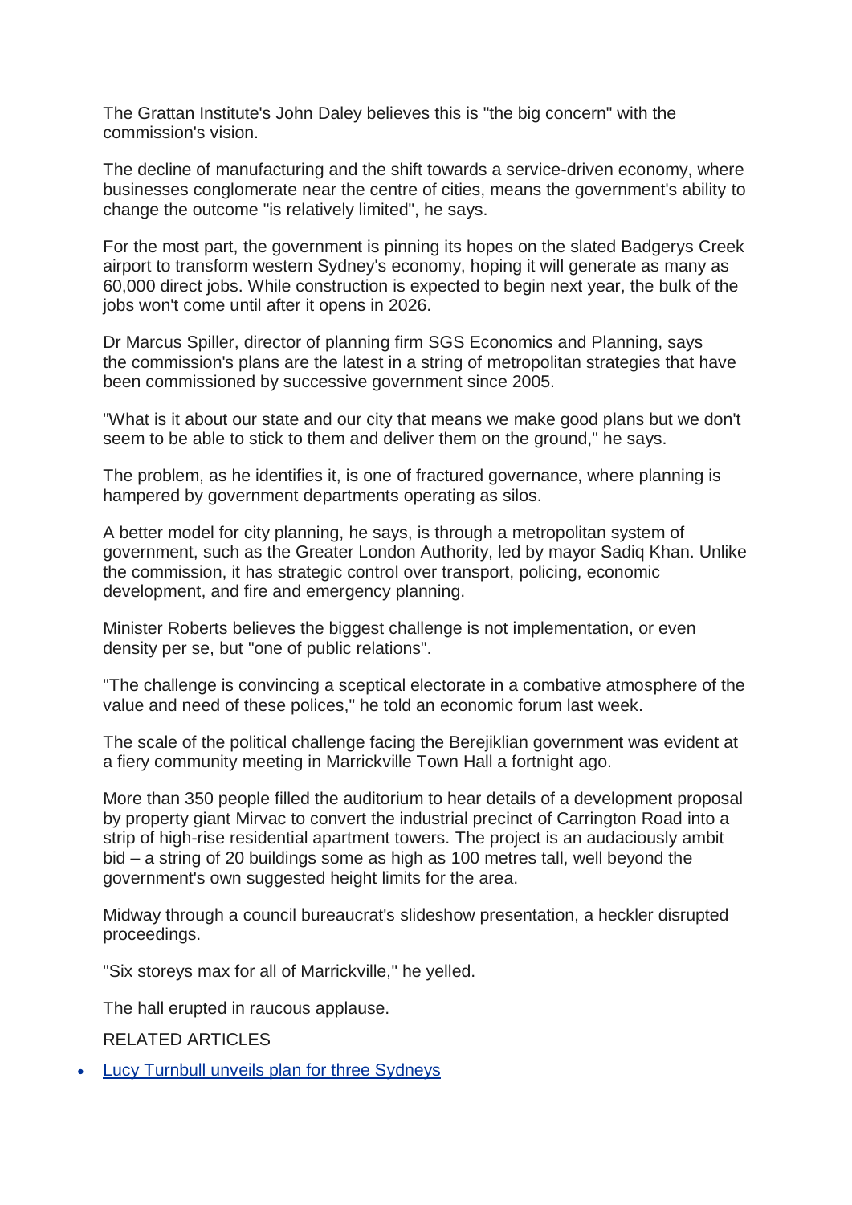The Grattan Institute's John Daley believes this is "the big concern" with the commission's vision.

The decline of manufacturing and the shift towards a service-driven economy, where businesses conglomerate near the centre of cities, means the government's ability to change the outcome "is relatively limited", he says.

For the most part, the government is pinning its hopes on the slated Badgerys Creek airport to transform western Sydney's economy, hoping it will generate as many as 60,000 direct jobs. While construction is expected to begin next year, the bulk of the jobs won't come until after it opens in 2026.

Dr Marcus Spiller, director of planning firm SGS Economics and Planning, says the commission's plans are the latest in a string of metropolitan strategies that have been commissioned by successive government since 2005.

"What is it about our state and our city that means we make good plans but we don't seem to be able to stick to them and deliver them on the ground," he says.

The problem, as he identifies it, is one of fractured governance, where planning is hampered by government departments operating as silos.

A better model for city planning, he says, is through a metropolitan system of government, such as the Greater London Authority, led by mayor Sadiq Khan. Unlike the commission, it has strategic control over transport, policing, economic development, and fire and emergency planning.

Minister Roberts believes the biggest challenge is not implementation, or even density per se, but "one of public relations".

"The challenge is convincing a sceptical electorate in a combative atmosphere of the value and need of these polices," he told an economic forum last week.

The scale of the political challenge facing the Berejiklian government was evident at a fiery community meeting in Marrickville Town Hall a fortnight ago.

More than 350 people filled the auditorium to hear details of a development proposal by property giant Mirvac to convert the industrial precinct of Carrington Road into a strip of high-rise residential apartment towers. The project is an audaciously ambit bid – a string of 20 buildings some as high as 100 metres tall, well beyond the government's own suggested height limits for the area.

Midway through a council bureaucrat's slideshow presentation, a heckler disrupted proceedings.

"Six storeys max for all of Marrickville," he yelled.

The hall erupted in raucous applause.

RELATED ARTICLES

- Lucy Turnbull unveils plan for three Sydneys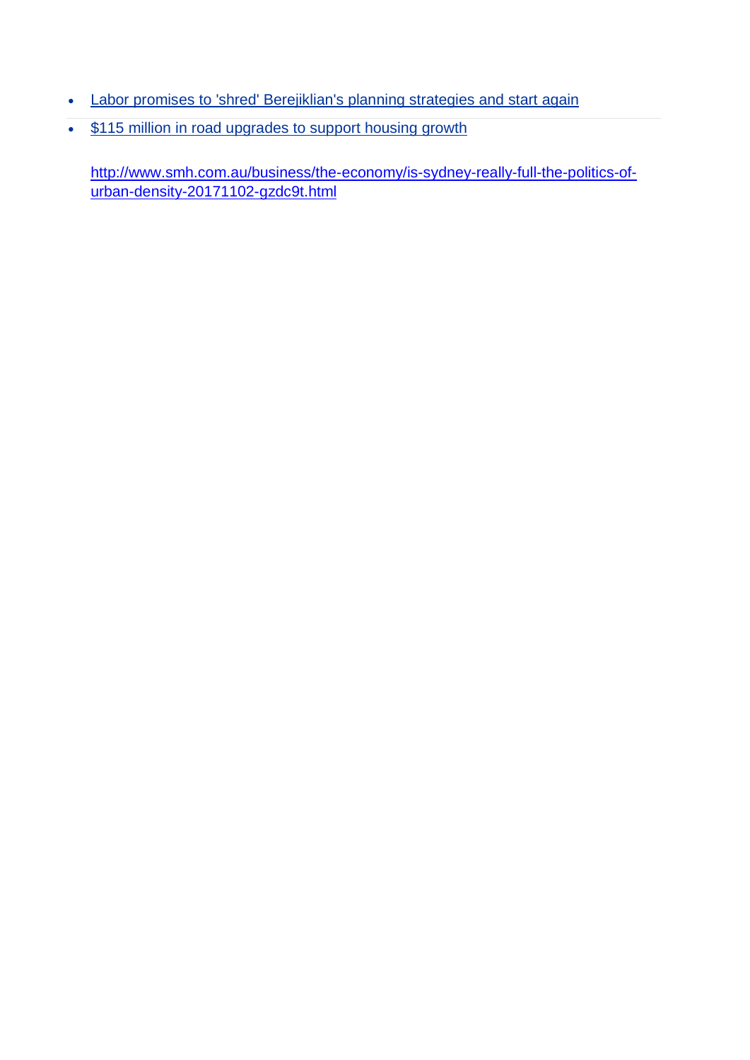- Labor promises to 'shred' Berejiklian's planning strategies and start again
- $115 million in road upgrades to support housing growth

http://www.smh.com.au/business/the-economy/is-sydney-really-full-the-politics-of-urban-density-20171102-gzdc9t.html